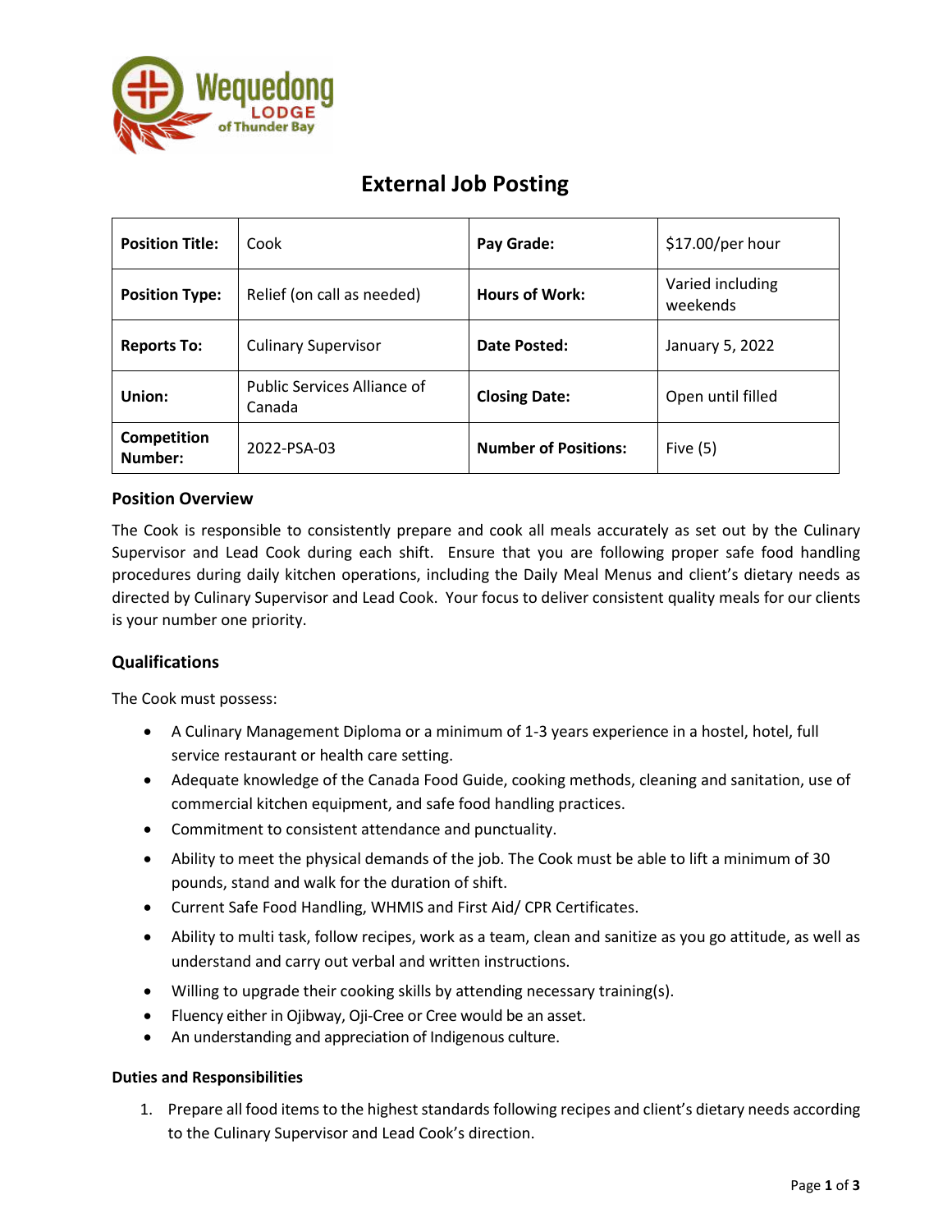# External Job Posting

| **Position Title:** | Cook | **Pay Grade:** | $17.00/per hour |
|---|---|---|---|
| **Position Type:** | Relief (on call as needed) | **Hours of Work:** | Varied including weekends |
| **Reports To:** | Culinary Supervisor | **Date Posted:** | January 5, 2022 |
| **Union:** | Public Services Alliance of Canada | **Closing Date:** | Open until filled |
| **Competition Number:** | 2022-PSA-03 | **Number of Positions:** | Five (5) |

## Position Overview

The Cook is responsible to consistently prepare and cook all meals accurately as set out by the Culinary Supervisor and Lead Cook during each shift. Ensure that you are following proper safe food handling procedures during daily kitchen operations, including the Daily Meal Menus and client's dietary needs as directed by Culinary Supervisor and Lead Cook. Your focus to deliver consistent quality meals for our clients is your number one priority.

## Qualifications

The Cook must possess:

- A Culinary Management Diploma or a minimum of 1-3 years experience in a hostel, hotel, full service restaurant or health care setting.
- Adequate knowledge of the Canada Food Guide, cooking methods, cleaning and sanitation, use of commercial kitchen equipment, and safe food handling practices.
- Commitment to consistent attendance and punctuality.
- Ability to meet the physical demands of the job. The Cook must be able to lift a minimum of 30 pounds, stand and walk for the duration of shift.
- Current Safe Food Handling, WHMIS and First Aid/ CPR Certificates.
- Ability to multi task, follow recipes, work as a team, clean and sanitize as you go attitude, as well as understand and carry out verbal and written instructions.
- Willing to upgrade their cooking skills by attending necessary training(s).
- Fluency either in Ojibway, Oji-Cree or Cree would be an asset.
- An understanding and appreciation of Indigenous culture.

### Duties and Responsibilities

1. Prepare all food items to the highest standards following recipes and client's dietary needs according to the Culinary Supervisor and Lead Cook's direction.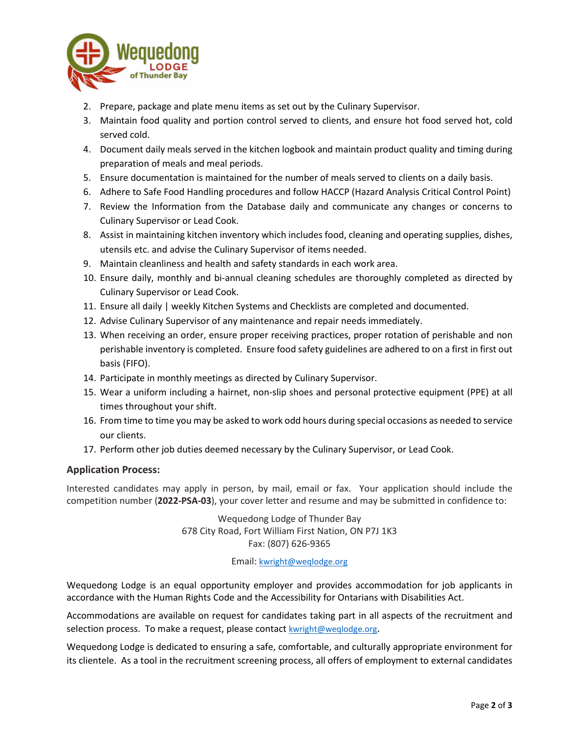2. Prepare, package and plate menu items as set out by the Culinary Supervisor.
3. Maintain food quality and portion control served to clients, and ensure hot food served hot, cold served cold.
4. Document daily meals served in the kitchen logbook and maintain product quality and timing during preparation of meals and meal periods.
5. Ensure documentation is maintained for the number of meals served to clients on a daily basis.
6. Adhere to Safe Food Handling procedures and follow HACCP (Hazard Analysis Critical Control Point)
7. Review the Information from the Database daily and communicate any changes or concerns to Culinary Supervisor or Lead Cook.
8. Assist in maintaining kitchen inventory which includes food, cleaning and operating supplies, dishes, utensils etc. and advise the Culinary Supervisor of items needed.
9. Maintain cleanliness and health and safety standards in each work area.
10. Ensure daily, monthly and bi-annual cleaning schedules are thoroughly completed as directed by Culinary Supervisor or Lead Cook.
11. Ensure all daily | weekly Kitchen Systems and Checklists are completed and documented.
12. Advise Culinary Supervisor of any maintenance and repair needs immediately.
13. When receiving an order, ensure proper receiving practices, proper rotation of perishable and non perishable inventory is completed. Ensure food safety guidelines are adhered to on a first in first out basis (FIFO).
14. Participate in monthly meetings as directed by Culinary Supervisor.
15. Wear a uniform including a hairnet, non-slip shoes and personal protective equipment (PPE) at all times throughout your shift.
16. From time to time you may be asked to work odd hours during special occasions as needed to service our clients.
17. Perform other job duties deemed necessary by the Culinary Supervisor, or Lead Cook.

## Application Process:

Interested candidates may apply in person, by mail, email or fax. Your application should include the competition number (**2022-PSA-03**), your cover letter and resume and may be submitted in confidence to:

Wequedong Lodge of Thunder Bay
678 City Road, Fort William First Nation, ON P7J 1K3
Fax: (807) 626-9365

Email: kwright@weqlodge.org

Wequedong Lodge is an equal opportunity employer and provides accommodation for job applicants in accordance with the Human Rights Code and the Accessibility for Ontarians with Disabilities Act.

Accommodations are available on request for candidates taking part in all aspects of the recruitment and selection process. To make a request, please contact kwright@weqlodge.org.

Wequedong Lodge is dedicated to ensuring a safe, comfortable, and culturally appropriate environment for its clientele. As a tool in the recruitment screening process, all offers of employment to external candidates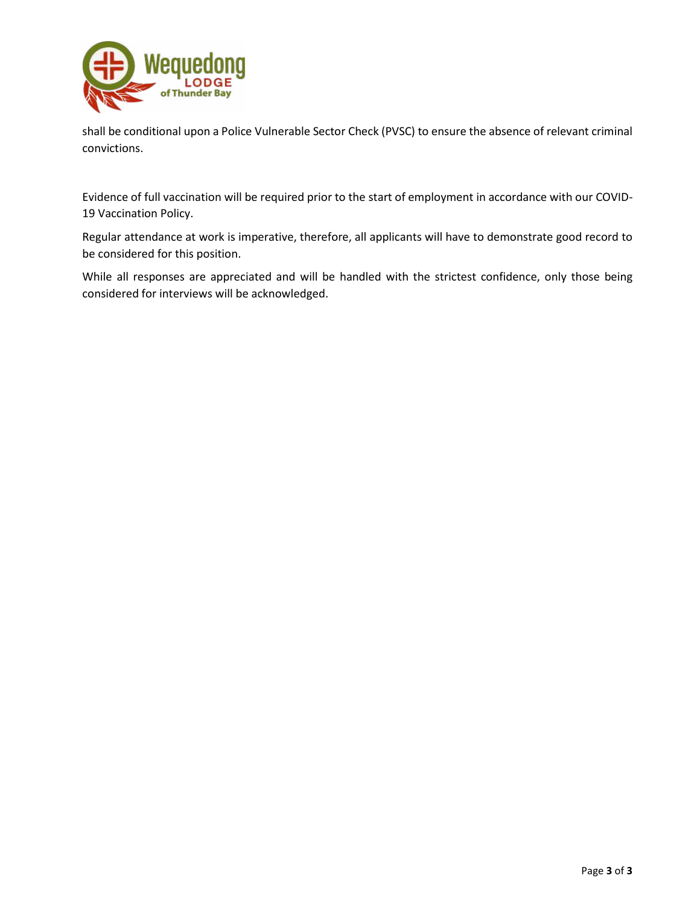shall be conditional upon a Police Vulnerable Sector Check (PVSC) to ensure the absence of relevant criminal convictions.

Evidence of full vaccination will be required prior to the start of employment in accordance with our COVID-19 Vaccination Policy.

Regular attendance at work is imperative, therefore, all applicants will have to demonstrate good record to be considered for this position.

While all responses are appreciated and will be handled with the strictest confidence, only those being considered for interviews will be acknowledged.